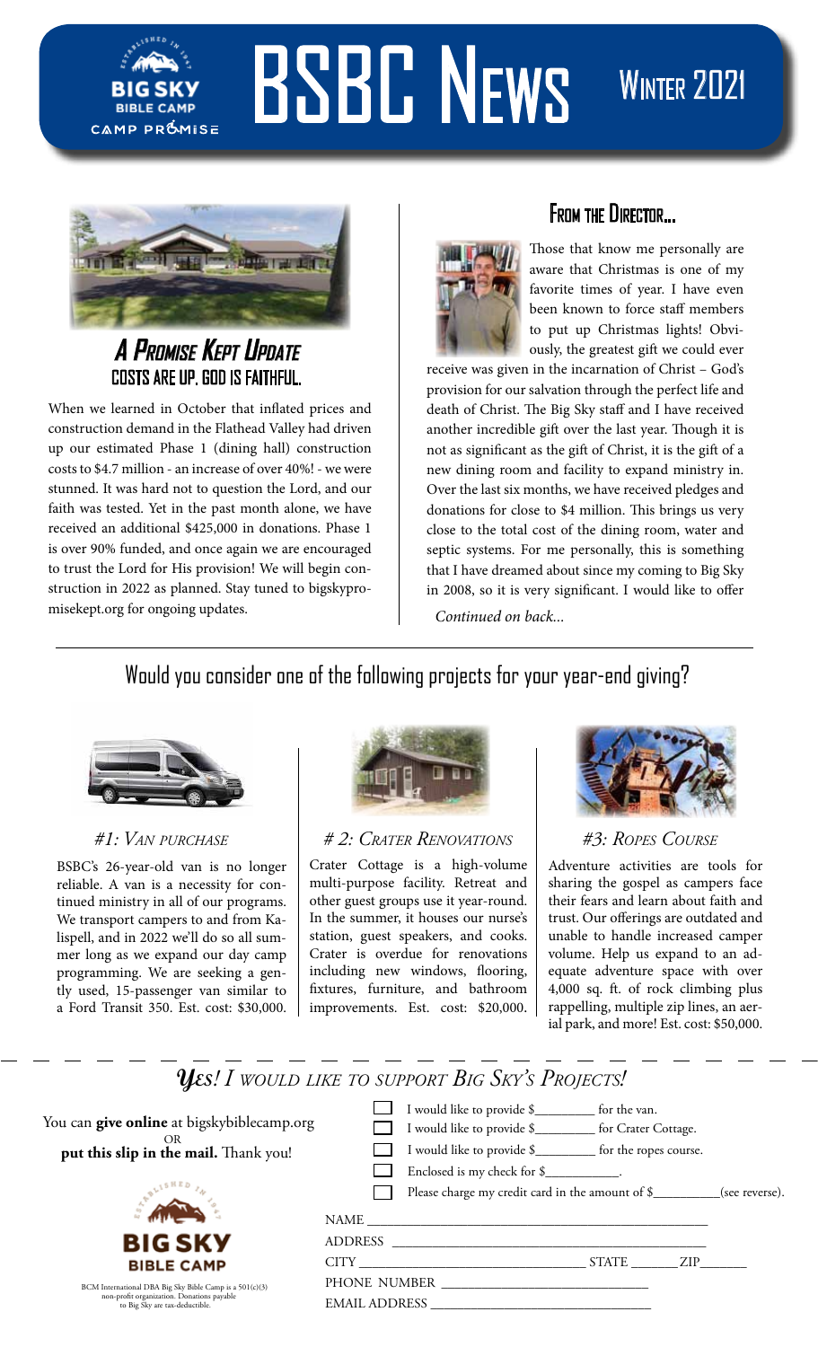# BSBC News

Winter 2021

## A Promise Kept Update

### Costs are up. God is faithful.

When we learned in October that inflated prices and construction demand in the Flathead Valley had driven up our estimated Phase 1 (dining hall) construction costs to $4.7 million - an increase of over 40%! - we were stunned. It was hard not to question the Lord, and our faith was tested. Yet in the past month alone, we have received an additional $425,000 in donations. Phase 1 is over 90% funded, and once again we are encouraged to trust the Lord for His provision! We will begin construction in 2022 as planned. Stay tuned to bigskypromisekept.org for ongoing updates.

## From the Director...

Those that know me personally are aware that Christmas is one of my favorite times of year. I have even been known to force staff members to put up Christmas lights! Obviously, the greatest gift we could ever receive was given in the incarnation of Christ – God's provision for our salvation through the perfect life and death of Christ. The Big Sky staff and I have received another incredible gift over the last year. Though it is not as significant as the gift of Christ, it is the gift of a new dining room and facility to expand ministry in. Over the last six months, we have received pledges and donations for close to $4 million. This brings us very close to the total cost of the dining room, water and septic systems. For me personally, this is something that I have dreamed about since my coming to Big Sky in 2008, so it is very significant. I would like to offer

*Continued on back...*

## Would you consider one of the following projects for your year-end giving?

### #1: Van purchase

BSBC's 26-year-old van is no longer reliable. A van is a necessity for continued ministry in all of our programs. We transport campers to and from Kalispell, and in 2022 we'll do so all summer long as we expand our day camp programming. We are seeking a gently used, 15-passenger van similar to a Ford Transit 350. Est. cost: $30,000.

### # 2: Crater Renovations

Crater Cottage is a high-volume multi-purpose facility. Retreat and other guest groups use it year-round. In the summer, it houses our nurse's station, guest speakers, and cooks. Crater is overdue for renovations including new windows, flooring, fixtures, furniture, and bathroom improvements. Est. cost: $20,000.

### #3: Ropes Course

Adventure activities are tools for sharing the gospel as campers face their fears and learn about faith and trust. Our offerings are outdated and unable to handle increased camper volume. Help us expand to an adequate adventure space with over 4,000 sq. ft. of rock climbing plus rappelling, multiple zip lines, an aerial park, and more! Est. cost: $50,000.

## *Yes! I would like to support Big Sky's Projects!*

You can **give online** at bigskybiblecamp.org
OR
**put this slip in the mail.** Thank you!

- ☐ I would like to provide $_________ for the van.
- ☐ I would like to provide $_________ for Crater Cottage.
- ☐ I would like to provide $_________ for the ropes course.
- ☐ Enclosed is my check for $___________.
- ☐ Please charge my credit card in the amount of $__________(see reverse).

NAME ______________________________________________

ADDRESS ___________________________________________

CITY ______________________________ STATE _______ ZIP_______

PHONE NUMBER ____________________________

EMAIL ADDRESS ____________________________

BCM International DBA Big Sky Bible Camp is a 501(c)(3) non-profit organization. Donations payable to Big Sky are tax-deductible.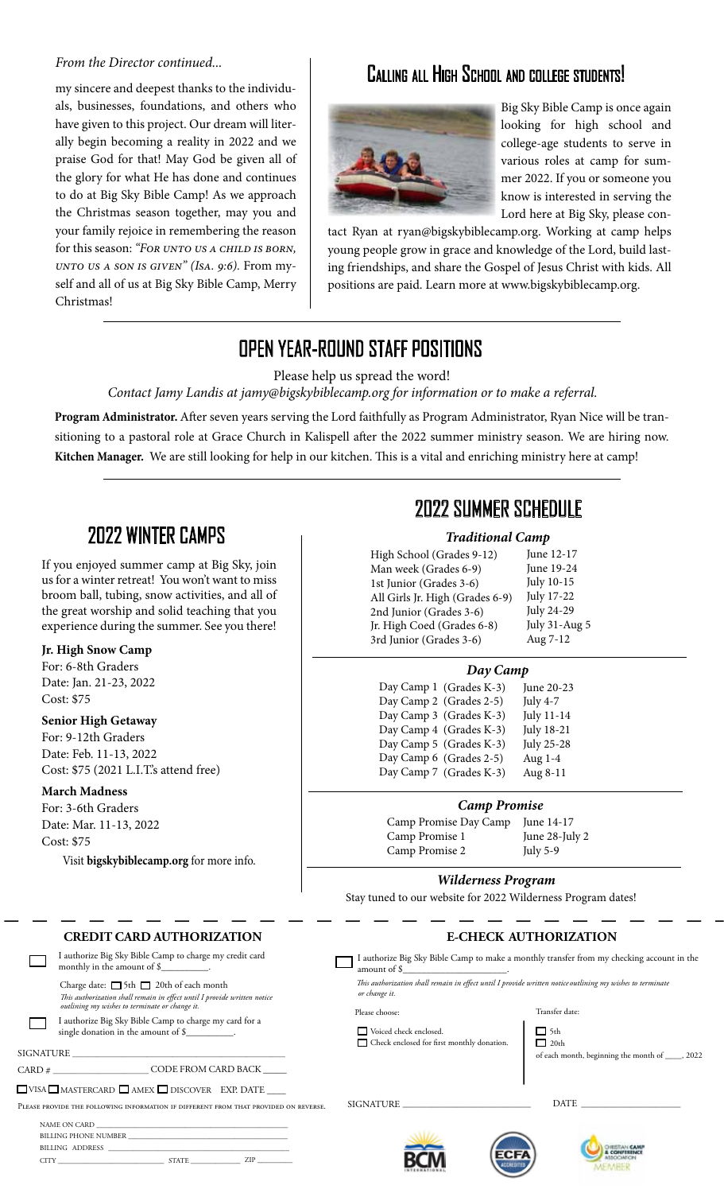*From the Director continued...*

my sincere and deepest thanks to the individuals, businesses, foundations, and others who have given to this project. Our dream will literally begin becoming a reality in 2022 and we praise God for that! May God be given all of the glory for what He has done and continues to do at Big Sky Bible Camp! As we approach the Christmas season together, may you and your family rejoice in remembering the reason for this season: *"For unto us a child is born, unto us a son is given" (Isa. 9:6).* From myself and all of us at Big Sky Bible Camp, Merry Christmas!

## Calling all High School and college students!

Big Sky Bible Camp is once again looking for high school and college-age students to serve in various roles at camp for summer 2022. If you or someone you know is interested in serving the Lord here at Big Sky, please contact Ryan at ryan@bigskybiblecamp.org. Working at camp helps young people grow in grace and knowledge of the Lord, build lasting friendships, and share the Gospel of Jesus Christ with kids. All positions are paid. Learn more at www.bigskybiblecamp.org.

## OPEN YEAR-ROUND STAFF POSITIONS

Please help us spread the word!

*Contact Jamy Landis at jamy@bigskybiblecamp.org for information or to make a referral.*

**Program Administrator.** After seven years serving the Lord faithfully as Program Administrator, Ryan Nice will be transitioning to a pastoral role at Grace Church in Kalispell after the 2022 summer ministry season. We are hiring now.

**Kitchen Manager.** We are still looking for help in our kitchen. This is a vital and enriching ministry here at camp!

## 2022 WINTER CAMPS

If you enjoyed summer camp at Big Sky, join us for a winter retreat! You won't want to miss broom ball, tubing, snow activities, and all of the great worship and solid teaching that you experience during the summer. See you there!

**Jr. High Snow Camp**
For: 6-8th Graders
Date: Jan. 21-23, 2022
Cost: $75

**Senior High Getaway**
For: 9-12th Graders
Date: Feb. 11-13, 2022
Cost: $75 (2021 L.I.T.'s attend free)

**March Madness**
For: 3-6th Graders
Date: Mar. 11-13, 2022
Cost: $75

Visit **bigskybiblecamp.org** for more info.

## 2022 SUMMER SCHEDULE

### *Traditional Camp*

| | |
|---|---|
| High School (Grades 9-12) | June 12-17 |
| Man week (Grades 6-9) | June 19-24 |
| 1st Junior (Grades 3-6) | July 10-15 |
| All Girls Jr. High (Grades 6-9) | July 17-22 |
| 2nd Junior (Grades 3-6) | July 24-29 |
| Jr. High Coed (Grades 6-8) | July 31-Aug 5 |
| 3rd Junior (Grades 3-6) | Aug 7-12 |

### *Day Camp*

| | |
|---|---|
| Day Camp 1 (Grades K-3) | June 20-23 |
| Day Camp 2 (Grades 2-5) | July 4-7 |
| Day Camp 3 (Grades K-3) | July 11-14 |
| Day Camp 4 (Grades K-3) | July 18-21 |
| Day Camp 5 (Grades K-3) | July 25-28 |
| Day Camp 6 (Grades 2-5) | Aug 1-4 |
| Day Camp 7 (Grades K-3) | Aug 8-11 |

### *Camp Promise*

| | |
|---|---|
| Camp Promise Day Camp | June 14-17 |
| Camp Promise 1 | June 28-July 2 |
| Camp Promise 2 | July 5-9 |

### *Wilderness Program*

Stay tuned to our website for 2022 Wilderness Program dates!

### CREDIT CARD AUTHORIZATION

☐ I authorize Big Sky Bible Camp to charge my credit card monthly in the amount of $__________.

Charge date: ☐ 5th ☐ 20th of each month

*This authorization shall remain in effect until I provide written notice outlining my wishes to terminate or change it.*

☐ I authorize Big Sky Bible Camp to charge my card for a single donation in the amount of $__________.

SIGNATURE ____________________

CARD # ____________________ CODE FROM CARD BACK _____

☐ VISA ☐ MASTERCARD ☐ AMEX ☐ DISCOVER EXP. DATE ____

Please provide the following information if different from that provided on reverse.

NAME ON CARD ____________________
BILLING PHONE NUMBER ____________________
BILLING ADDRESS ____________________
CITY ____________ STATE ________ ZIP ________

### E-CHECK AUTHORIZATION

☐ I authorize Big Sky Bible Camp to make a monthly transfer from my checking account in the amount of $____________________.

*This authorization shall remain in effect until I provide written notice outlining my wishes to terminate or change it.*

Please choose:
☐ Voiced check enclosed.
☐ Check enclosed for first monthly donation.

Transfer date:
☐ 5th
☐ 20th
of each month, beginning the month of ____, 2022

SIGNATURE ____________________ DATE ____________________

BCM INTERNATIONAL | ECFA ACCREDITED | CHRISTIAN CAMP & CONFERENCE ASSOCIATION MEMBER